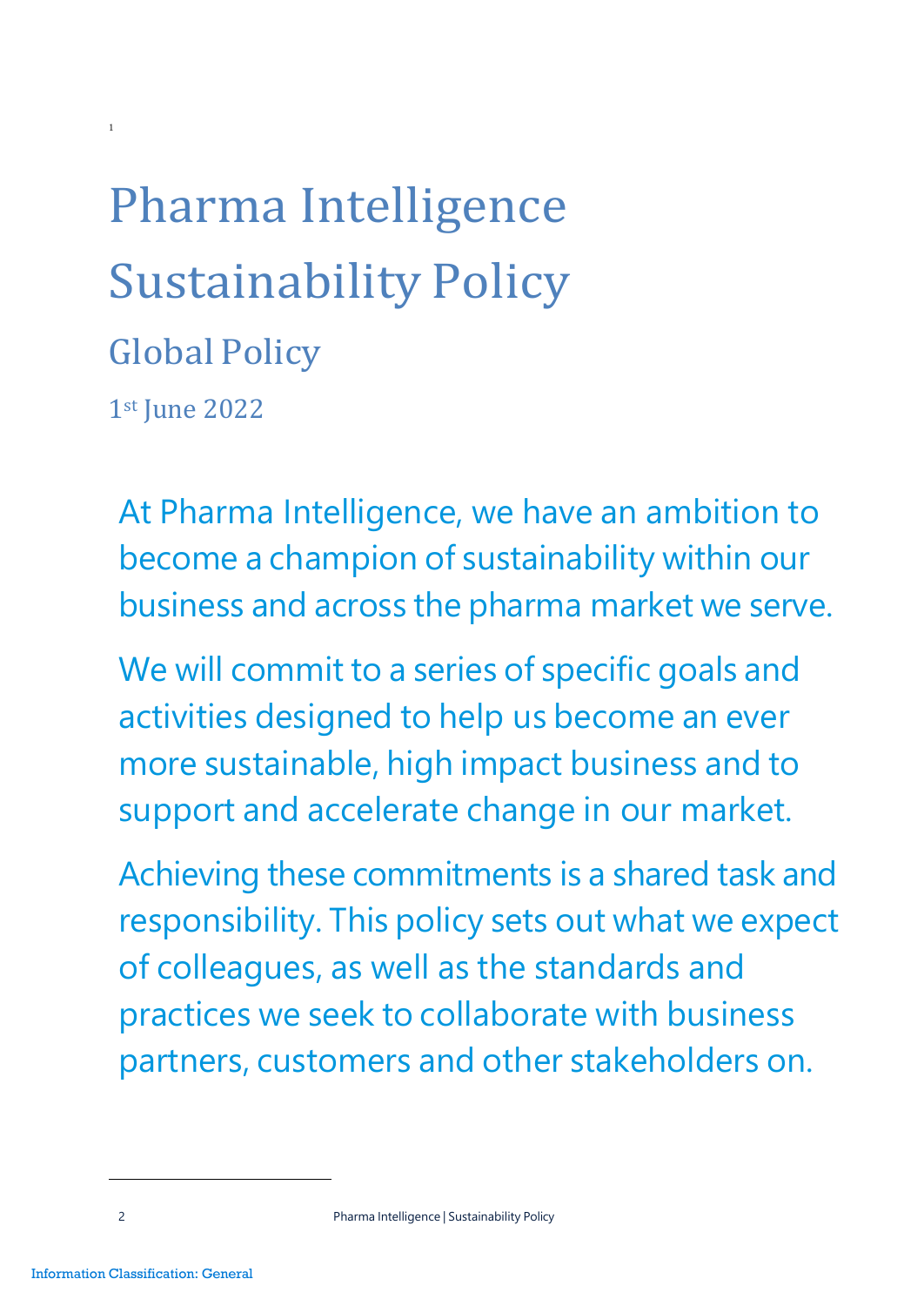# Pharma Intelligence Sustainability Policy

## Global Policy

1st June 2022

At Pharma Intelligence, we have an ambition to become a champion of sustainability within our business and across the pharma market we serve.

We will commit to a series of specific goals and activities designed to help us become an ever more sustainable, high impact business and to support and accelerate change in our market.

Achieving these commitments is a shared task and responsibility. This policy sets out what we expect of colleagues, as well as the standards and practices we seek to collaborate with business partners, customers and other stakeholders on.

Information Classification: General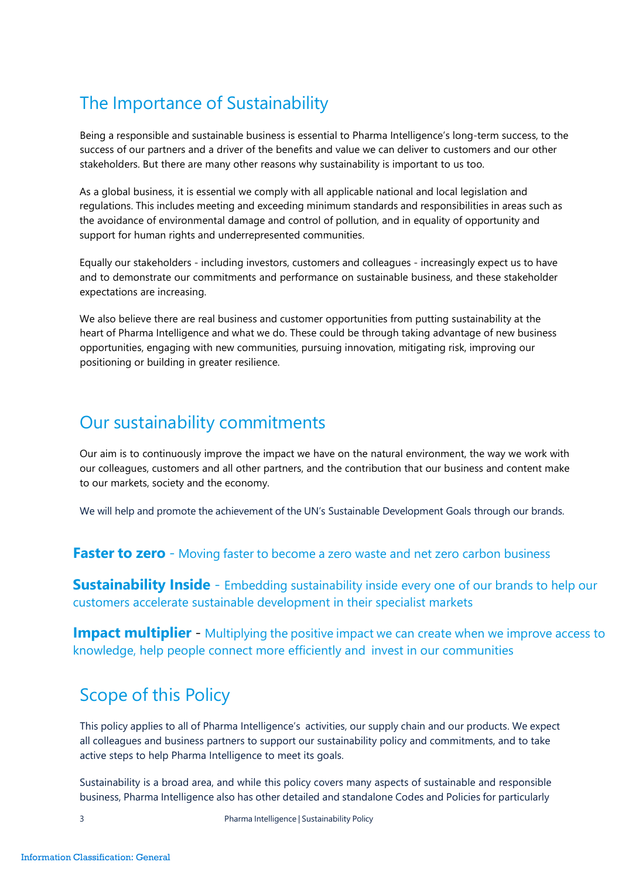## The Importance of Sustainability

Being a responsible and sustainable business is essential to Pharma Intelligence's long-term success, to the success of our partners and a driver of the benefits and value we can deliver to customers and our other stakeholders. But there are many other reasons why sustainability is important to us too.

As a global business, it is essential we comply with all applicable national and local legislation and regulations. This includes meeting and exceeding minimum standards and responsibilities in areas such as the avoidance of environmental damage and control of pollution, and in equality of opportunity and support for human rights and underrepresented communities.

Equally our stakeholders - including investors, customers and colleagues - increasingly expect us to have and to demonstrate our commitments and performance on sustainable business, and these stakeholder expectations are increasing.

We also believe there are real business and customer opportunities from putting sustainability at the heart of Pharma Intelligence and what we do. These could be through taking advantage of new business opportunities, engaging with new communities, pursuing innovation, mitigating risk, improving our positioning or building in greater resilience.

## Our sustainability commitments

Our aim is to continuously improve the impact we have on the natural environment, the way we work with our colleagues, customers and all other partners, and the contribution that our business and content make to our markets, society and the economy.

We will help and promote the achievement of the UN's Sustainable Development Goals through our brands.

**Faster to zero** - Moving faster to become a zero waste and net zero carbon business

**Sustainability Inside** - Embedding sustainability inside every one of our brands to help our customers accelerate sustainable development in their specialist markets

**Impact multiplier** - Multiplying the positive impact we can create when we improve access to knowledge, help people connect more efficiently and invest in our communities

## Scope of this Policy

This policy applies to all of Pharma Intelligence's activities, our supply chain and our products. We expect all colleagues and business partners to support our sustainability policy and commitments, and to take active steps to help Pharma Intelligence to meet its goals.

Sustainability is a broad area, and while this policy covers many aspects of sustainable and responsible business, Pharma Intelligence also has other detailed and standalone Codes and Policies for particularly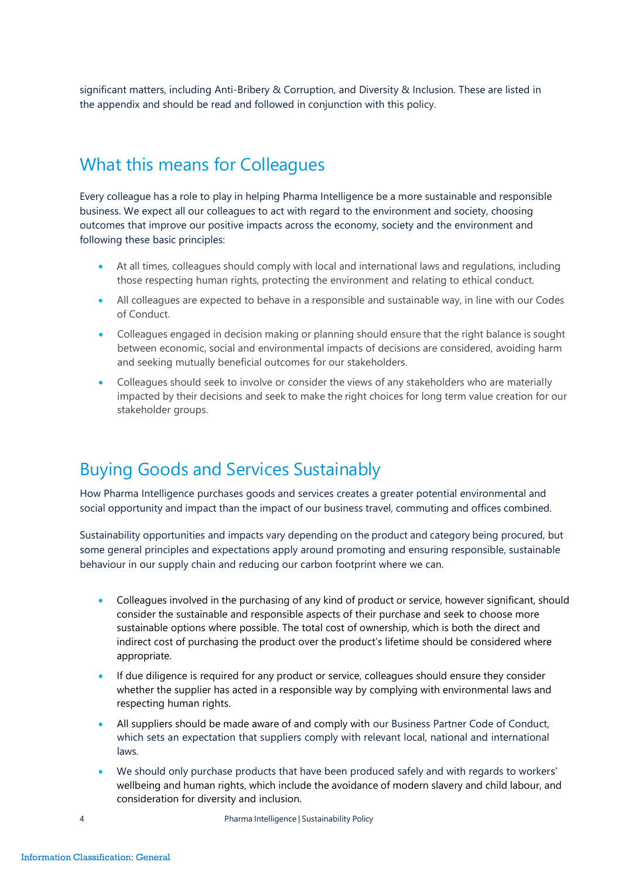significant matters, including Anti-Bribery & Corruption, and Diversity & Inclusion. These are listed in the appendix and should be read and followed in conjunction with this policy.

## What this means for Colleagues

Every colleague has a role to play in helping Pharma Intelligence be a more sustainable and responsible business. We expect all our colleagues to act with regard to the environment and society, choosing outcomes that improve our positive impacts across the economy, society and the environment and following these basic principles:

- At all times, colleagues should comply with local and international laws and regulations, including those respecting human rights, protecting the environment and relating to ethical conduct.
- All colleagues are expected to behave in a responsible and sustainable way, in line with our Codes of Conduct.
- Colleagues engaged in decision making or planning should ensure that the right balance is sought between economic, social and environmental impacts of decisions are considered, avoiding harm and seeking mutually beneficial outcomes for our stakeholders.
- Colleagues should seek to involve or consider the views of any stakeholders who are materially impacted by their decisions and seek to make the right choices for long term value creation for our stakeholder groups.

## Buying Goods and Services Sustainably

How Pharma Intelligence purchases goods and services creates a greater potential environmental and social opportunity and impact than the impact of our business travel, commuting and offices combined.

Sustainability opportunities and impacts vary depending on the product and category being procured, but some general principles and expectations apply around promoting and ensuring responsible, sustainable behaviour in our supply chain and reducing our carbon footprint where we can.

- Colleagues involved in the purchasing of any kind of product or service, however significant, should consider the sustainable and responsible aspects of their purchase and seek to choose more sustainable options where possible. The total cost of ownership, which is both the direct and indirect cost of purchasing the product over the product's lifetime should be considered where appropriate.
- If due diligence is required for any product or service, colleagues should ensure they consider whether the supplier has acted in a responsible way by complying with environmental laws and respecting human rights.
- All suppliers should be made aware of and comply with our Business Partner Code of Conduct, which sets an expectation that suppliers comply with relevant local, national and international laws.
- We should only purchase products that have been produced safely and with regards to workers' wellbeing and human rights, which include the avoidance of modern slavery and child labour, and consideration for diversity and inclusion.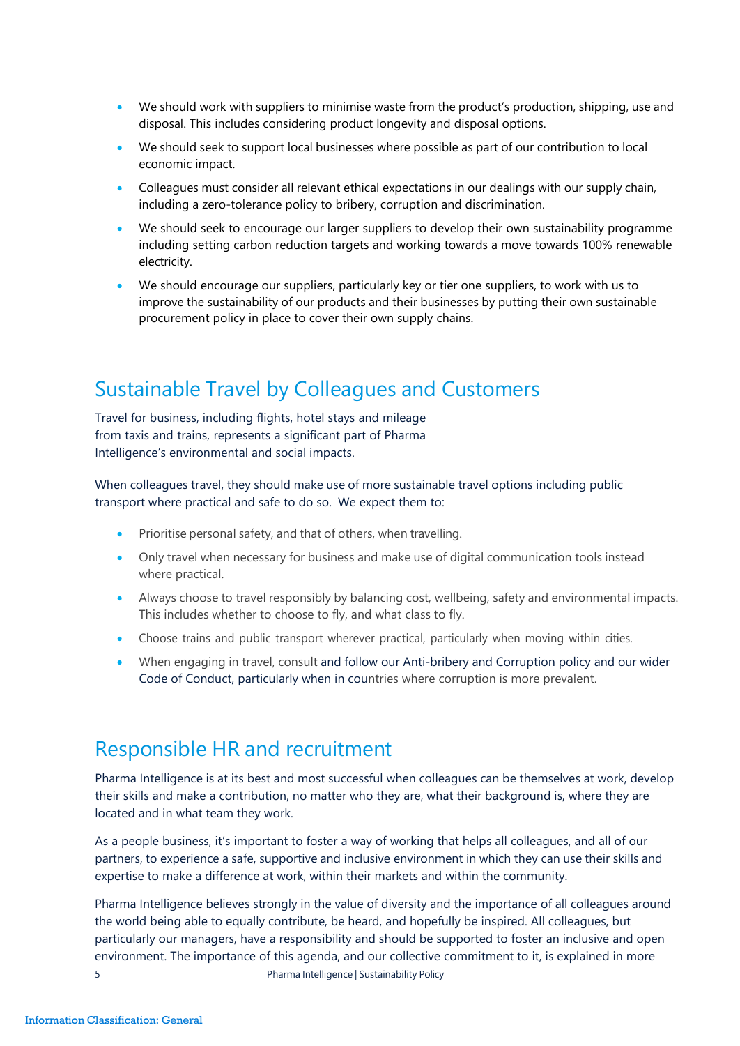- We should work with suppliers to minimise waste from the product's production, shipping, use and disposal. This includes considering product longevity and disposal options.
- We should seek to support local businesses where possible as part of our contribution to local economic impact.
- Colleagues must consider all relevant ethical expectations in our dealings with our supply chain, including a zero-tolerance policy to bribery, corruption and discrimination.
- We should seek to encourage our larger suppliers to develop their own sustainability programme including setting carbon reduction targets and working towards a move towards 100% renewable electricity.
- We should encourage our suppliers, particularly key or tier one suppliers, to work with us to improve the sustainability of our products and their businesses by putting their own sustainable procurement policy in place to cover their own supply chains.

## Sustainable Travel by Colleagues and Customers

Travel for business, including flights, hotel stays and mileage from taxis and trains, represents a significant part of Pharma Intelligence's environmental and social impacts.

When colleagues travel, they should make use of more sustainable travel options including public transport where practical and safe to do so. We expect them to:

- Prioritise personal safety, and that of others, when travelling.
- Only travel when necessary for business and make use of digital communication tools instead where practical.
- Always choose to travel responsibly by balancing cost, wellbeing, safety and environmental impacts. This includes whether to choose to fly, and what class to fly.
- Choose trains and public transport wherever practical, particularly when moving within cities.
- When engaging in travel, consult and follow our Anti-bribery and Corruption policy and our wider Code of Conduct, particularly when in countries where corruption is more prevalent.

## Responsible HR and recruitment

Pharma Intelligence is at its best and most successful when colleagues can be themselves at work, develop their skills and make a contribution, no matter who they are, what their background is, where they are located and in what team they work.

As a people business, it's important to foster a way of working that helps all colleagues, and all of our partners, to experience a safe, supportive and inclusive environment in which they can use their skills and expertise to make a difference at work, within their markets and within the community.

Pharma Intelligence believes strongly in the value of diversity and the importance of all colleagues around the world being able to equally contribute, be heard, and hopefully be inspired. All colleagues, but particularly our managers, have a responsibility and should be supported to foster an inclusive and open environment. The importance of this agenda, and our collective commitment to it, is explained in more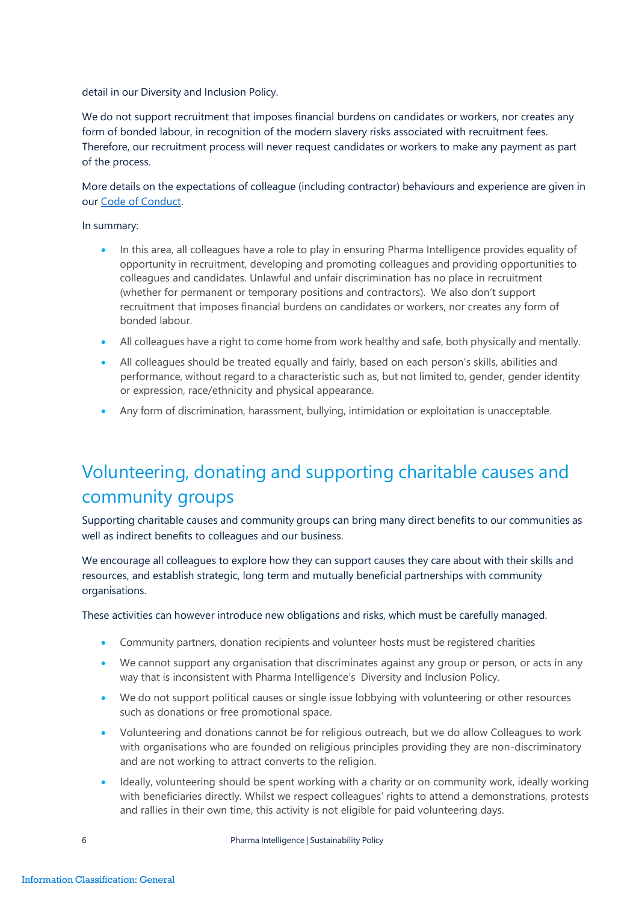detail in our Diversity and Inclusion Policy.

We do not support recruitment that imposes financial burdens on candidates or workers, nor creates any form of bonded labour, in recognition of the modern slavery risks associated with recruitment fees. Therefore, our recruitment process will never request candidates or workers to make any payment as part of the process.

More details on the expectations of colleague (including contractor) behaviours and experience are given in our Code of Conduct.

In summary:

- In this area, all colleagues have a role to play in ensuring Pharma Intelligence provides equality of opportunity in recruitment, developing and promoting colleagues and providing opportunities to colleagues and candidates. Unlawful and unfair discrimination has no place in recruitment (whether for permanent or temporary positions and contractors). We also don't support recruitment that imposes financial burdens on candidates or workers, nor creates any form of bonded labour.
- All colleagues have a right to come home from work healthy and safe, both physically and mentally.
- All colleagues should be treated equally and fairly, based on each person's skills, abilities and performance, without regard to a characteristic such as, but not limited to, gender, gender identity or expression, race/ethnicity and physical appearance.
- Any form of discrimination, harassment, bullying, intimidation or exploitation is unacceptable.

## Volunteering, donating and supporting charitable causes and community groups

Supporting charitable causes and community groups can bring many direct benefits to our communities as well as indirect benefits to colleagues and our business.

We encourage all colleagues to explore how they can support causes they care about with their skills and resources, and establish strategic, long term and mutually beneficial partnerships with community organisations.

These activities can however introduce new obligations and risks, which must be carefully managed.

- Community partners, donation recipients and volunteer hosts must be registered charities
- We cannot support any organisation that discriminates against any group or person, or acts in any way that is inconsistent with Pharma Intelligence's Diversity and Inclusion Policy.
- We do not support political causes or single issue lobbying with volunteering or other resources such as donations or free promotional space.
- Volunteering and donations cannot be for religious outreach, but we do allow Colleagues to work with organisations who are founded on religious principles providing they are non-discriminatory and are not working to attract converts to the religion.
- Ideally, volunteering should be spent working with a charity or on community work, ideally working with beneficiaries directly. Whilst we respect colleagues' rights to attend a demonstrations, protests and rallies in their own time, this activity is not eligible for paid volunteering days.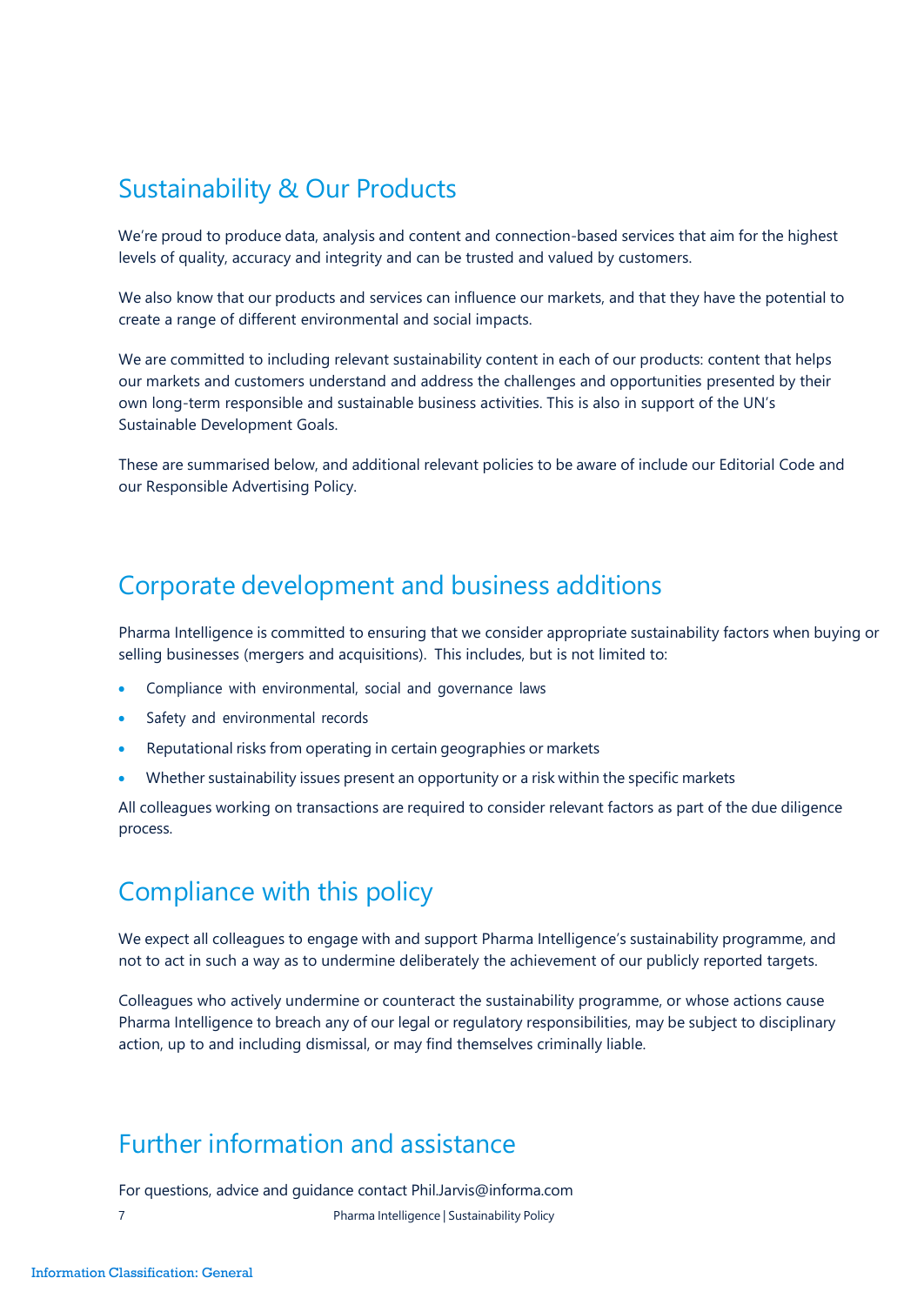## Sustainability & Our Products

We're proud to produce data, analysis and content and connection-based services that aim for the highest levels of quality, accuracy and integrity and can be trusted and valued by customers.

We also know that our products and services can influence our markets, and that they have the potential to create a range of different environmental and social impacts.

We are committed to including relevant sustainability content in each of our products: content that helps our markets and customers understand and address the challenges and opportunities presented by their own long-term responsible and sustainable business activities. This is also in support of the UN's Sustainable Development Goals.

These are summarised below, and additional relevant policies to be aware of include our Editorial Code and our Responsible Advertising Policy.

## Corporate development and business additions

Pharma Intelligence is committed to ensuring that we consider appropriate sustainability factors when buying or selling businesses (mergers and acquisitions). This includes, but is not limited to:

- Compliance with environmental, social and governance laws
- Safety and environmental records
- Reputational risks from operating in certain geographies or markets
- Whether sustainability issues present an opportunity or a risk within the specific markets

All colleagues working on transactions are required to consider relevant factors as part of the due diligence process.

## Compliance with this policy

We expect all colleagues to engage with and support Pharma Intelligence's sustainability programme, and not to act in such a way as to undermine deliberately the achievement of our publicly reported targets.

Colleagues who actively undermine or counteract the sustainability programme, or whose actions cause Pharma Intelligence to breach any of our legal or regulatory responsibilities, may be subject to disciplinary action, up to and including dismissal, or may find themselves criminally liable.

## Further information and assistance

For questions, advice and guidance contact Phil.Jarvis@informa.com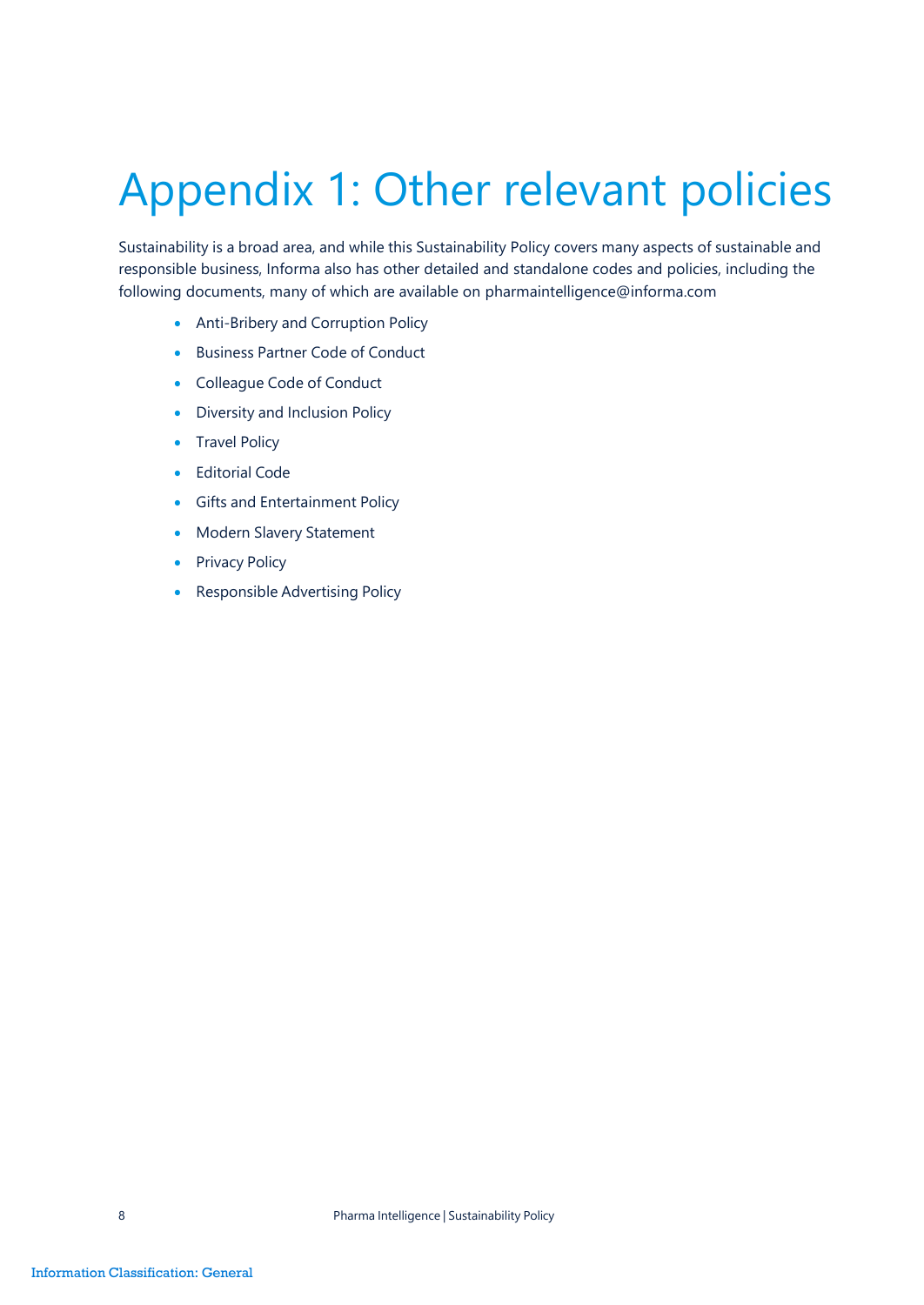# Appendix 1: Other relevant policies

Sustainability is a broad area, and while this Sustainability Policy covers many aspects of sustainable and responsible business, Informa also has other detailed and standalone codes and policies, including the following documents, many of which are available on pharmaintelligence@informa.com

- Anti-Bribery and Corruption Policy
- Business Partner Code of Conduct
- Colleague Code of Conduct
- Diversity and Inclusion Policy
- Travel Policy
- Editorial Code
- Gifts and Entertainment Policy
- Modern Slavery Statement
- Privacy Policy
- Responsible Advertising Policy